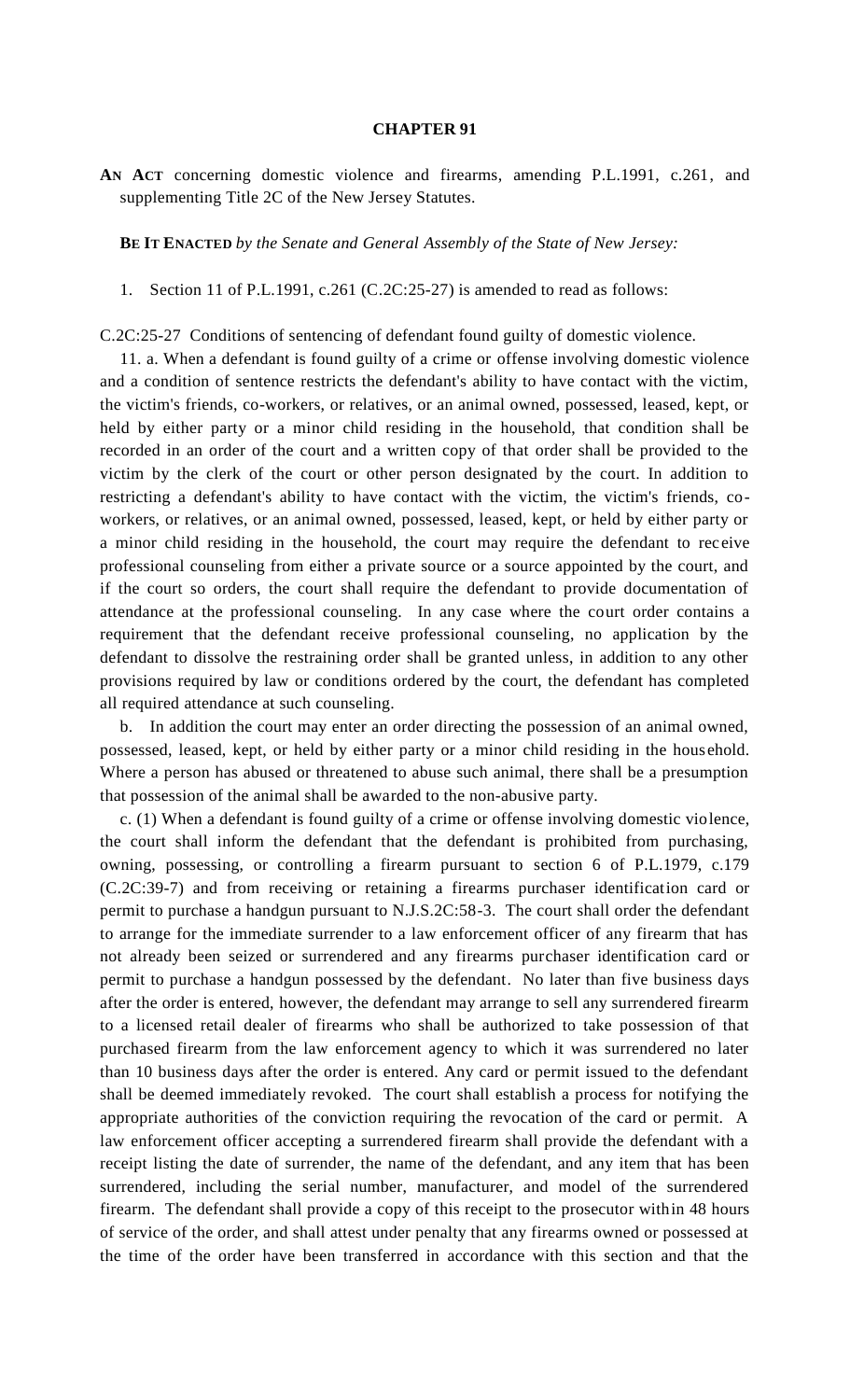# CHAPTER 91

**AN ACT** concerning domestic violence and firearms, amending P.L.1991, c.261, and supplementing Title 2C of the New Jersey Statutes.

**BE IT ENACTED** *by the Senate and General Assembly of the State of New Jersey:*

1. Section 11 of P.L.1991, c.261 (C.2C:25-27) is amended to read as follows:

C.2C:25-27 Conditions of sentencing of defendant found guilty of domestic violence.

11. a. When a defendant is found guilty of a crime or offense involving domestic violence and a condition of sentence restricts the defendant's ability to have contact with the victim, the victim's friends, co-workers, or relatives, or an animal owned, possessed, leased, kept, or held by either party or a minor child residing in the household, that condition shall be recorded in an order of the court and a written copy of that order shall be provided to the victim by the clerk of the court or other person designated by the court. In addition to restricting a defendant's ability to have contact with the victim, the victim's friends, co-workers, or relatives, or an animal owned, possessed, leased, kept, or held by either party or a minor child residing in the household, the court may require the defendant to receive professional counseling from either a private source or a source appointed by the court, and if the court so orders, the court shall require the defendant to provide documentation of attendance at the professional counseling. In any case where the court order contains a requirement that the defendant receive professional counseling, no application by the defendant to dissolve the restraining order shall be granted unless, in addition to any other provisions required by law or conditions ordered by the court, the defendant has completed all required attendance at such counseling.

b. In addition the court may enter an order directing the possession of an animal owned, possessed, leased, kept, or held by either party or a minor child residing in the household. Where a person has abused or threatened to abuse such animal, there shall be a presumption that possession of the animal shall be awarded to the non-abusive party.

c. (1) When a defendant is found guilty of a crime or offense involving domestic violence, the court shall inform the defendant that the defendant is prohibited from purchasing, owning, possessing, or controlling a firearm pursuant to section 6 of P.L.1979, c.179 (C.2C:39-7) and from receiving or retaining a firearms purchaser identification card or permit to purchase a handgun pursuant to N.J.S.2C:58-3. The court shall order the defendant to arrange for the immediate surrender to a law enforcement officer of any firearm that has not already been seized or surrendered and any firearms purchaser identification card or permit to purchase a handgun possessed by the defendant. No later than five business days after the order is entered, however, the defendant may arrange to sell any surrendered firearm to a licensed retail dealer of firearms who shall be authorized to take possession of that purchased firearm from the law enforcement agency to which it was surrendered no later than 10 business days after the order is entered. Any card or permit issued to the defendant shall be deemed immediately revoked. The court shall establish a process for notifying the appropriate authorities of the conviction requiring the revocation of the card or permit. A law enforcement officer accepting a surrendered firearm shall provide the defendant with a receipt listing the date of surrender, the name of the defendant, and any item that has been surrendered, including the serial number, manufacturer, and model of the surrendered firearm. The defendant shall provide a copy of this receipt to the prosecutor within 48 hours of service of the order, and shall attest under penalty that any firearms owned or possessed at the time of the order have been transferred in accordance with this section and that the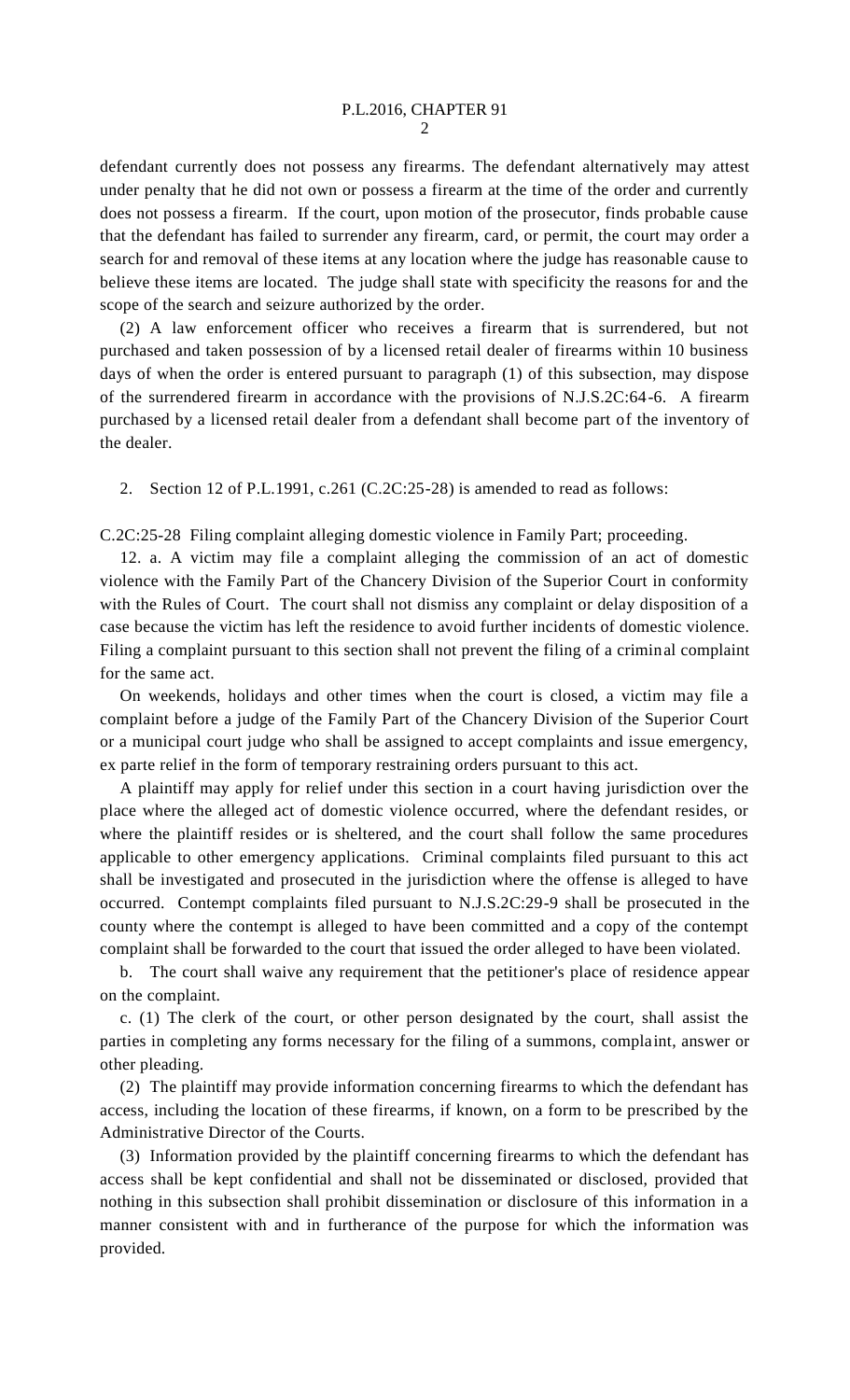defendant currently does not possess any firearms. The defendant alternatively may attest under penalty that he did not own or possess a firearm at the time of the order and currently does not possess a firearm. If the court, upon motion of the prosecutor, finds probable cause that the defendant has failed to surrender any firearm, card, or permit, the court may order a search for and removal of these items at any location where the judge has reasonable cause to believe these items are located. The judge shall state with specificity the reasons for and the scope of the search and seizure authorized by the order.

(2) A law enforcement officer who receives a firearm that is surrendered, but not purchased and taken possession of by a licensed retail dealer of firearms within 10 business days of when the order is entered pursuant to paragraph (1) of this subsection, may dispose of the surrendered firearm in accordance with the provisions of N.J.S.2C:64-6. A firearm purchased by a licensed retail dealer from a defendant shall become part of the inventory of the dealer.

2. Section 12 of P.L.1991, c.261 (C.2C:25-28) is amended to read as follows:

C.2C:25-28 Filing complaint alleging domestic violence in Family Part; proceeding.

12. a. A victim may file a complaint alleging the commission of an act of domestic violence with the Family Part of the Chancery Division of the Superior Court in conformity with the Rules of Court. The court shall not dismiss any complaint or delay disposition of a case because the victim has left the residence to avoid further incidents of domestic violence. Filing a complaint pursuant to this section shall not prevent the filing of a criminal complaint for the same act.

On weekends, holidays and other times when the court is closed, a victim may file a complaint before a judge of the Family Part of the Chancery Division of the Superior Court or a municipal court judge who shall be assigned to accept complaints and issue emergency, ex parte relief in the form of temporary restraining orders pursuant to this act.

A plaintiff may apply for relief under this section in a court having jurisdiction over the place where the alleged act of domestic violence occurred, where the defendant resides, or where the plaintiff resides or is sheltered, and the court shall follow the same procedures applicable to other emergency applications. Criminal complaints filed pursuant to this act shall be investigated and prosecuted in the jurisdiction where the offense is alleged to have occurred. Contempt complaints filed pursuant to N.J.S.2C:29-9 shall be prosecuted in the county where the contempt is alleged to have been committed and a copy of the contempt complaint shall be forwarded to the court that issued the order alleged to have been violated.

b. The court shall waive any requirement that the petitioner's place of residence appear on the complaint.

c. (1) The clerk of the court, or other person designated by the court, shall assist the parties in completing any forms necessary for the filing of a summons, complaint, answer or other pleading.

(2) The plaintiff may provide information concerning firearms to which the defendant has access, including the location of these firearms, if known, on a form to be prescribed by the Administrative Director of the Courts.

(3) Information provided by the plaintiff concerning firearms to which the defendant has access shall be kept confidential and shall not be disseminated or disclosed, provided that nothing in this subsection shall prohibit dissemination or disclosure of this information in a manner consistent with and in furtherance of the purpose for which the information was provided.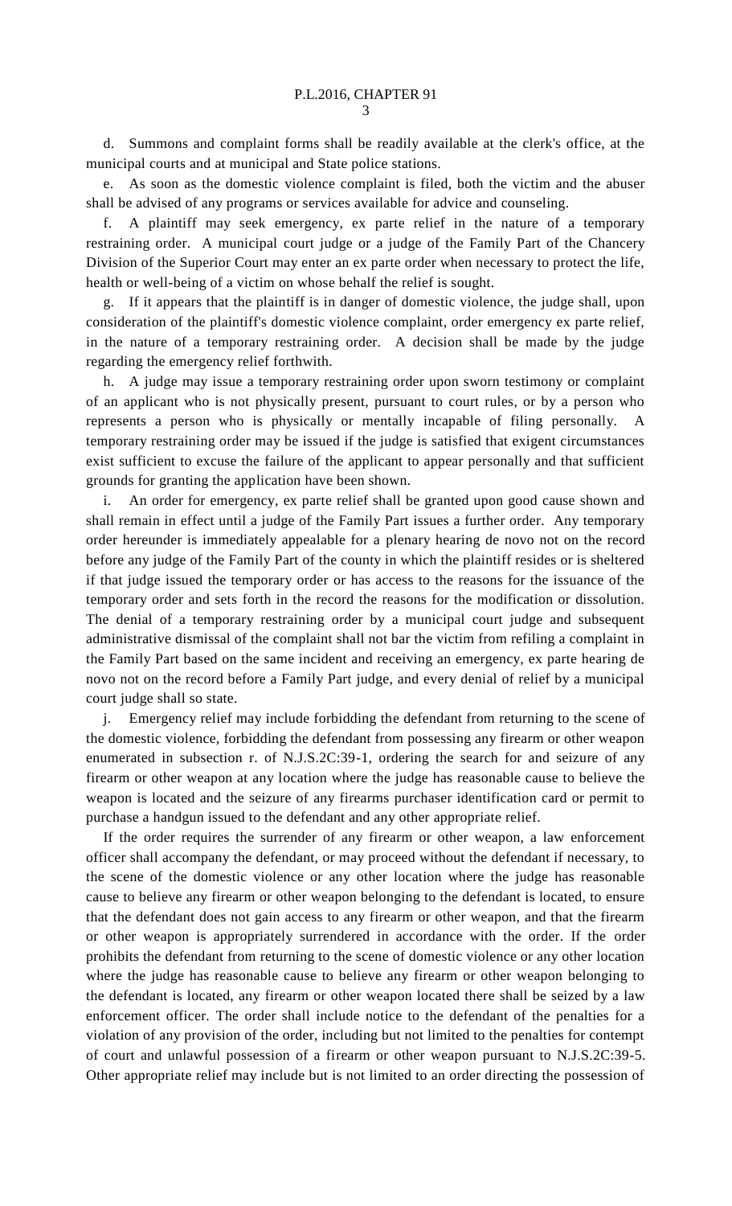d. Summons and complaint forms shall be readily available at the clerk's office, at the municipal courts and at municipal and State police stations.

e. As soon as the domestic violence complaint is filed, both the victim and the abuser shall be advised of any programs or services available for advice and counseling.

f. A plaintiff may seek emergency, ex parte relief in the nature of a temporary restraining order. A municipal court judge or a judge of the Family Part of the Chancery Division of the Superior Court may enter an ex parte order when necessary to protect the life, health or well-being of a victim on whose behalf the relief is sought.

g. If it appears that the plaintiff is in danger of domestic violence, the judge shall, upon consideration of the plaintiff's domestic violence complaint, order emergency ex parte relief, in the nature of a temporary restraining order. A decision shall be made by the judge regarding the emergency relief forthwith.

h. A judge may issue a temporary restraining order upon sworn testimony or complaint of an applicant who is not physically present, pursuant to court rules, or by a person who represents a person who is physically or mentally incapable of filing personally. A temporary restraining order may be issued if the judge is satisfied that exigent circumstances exist sufficient to excuse the failure of the applicant to appear personally and that sufficient grounds for granting the application have been shown.

i. An order for emergency, ex parte relief shall be granted upon good cause shown and shall remain in effect until a judge of the Family Part issues a further order. Any temporary order hereunder is immediately appealable for a plenary hearing de novo not on the record before any judge of the Family Part of the county in which the plaintiff resides or is sheltered if that judge issued the temporary order or has access to the reasons for the issuance of the temporary order and sets forth in the record the reasons for the modification or dissolution. The denial of a temporary restraining order by a municipal court judge and subsequent administrative dismissal of the complaint shall not bar the victim from refiling a complaint in the Family Part based on the same incident and receiving an emergency, ex parte hearing de novo not on the record before a Family Part judge, and every denial of relief by a municipal court judge shall so state.

j. Emergency relief may include forbidding the defendant from returning to the scene of the domestic violence, forbidding the defendant from possessing any firearm or other weapon enumerated in subsection r. of N.J.S.2C:39-1, ordering the search for and seizure of any firearm or other weapon at any location where the judge has reasonable cause to believe the weapon is located and the seizure of any firearms purchaser identification card or permit to purchase a handgun issued to the defendant and any other appropriate relief.

If the order requires the surrender of any firearm or other weapon, a law enforcement officer shall accompany the defendant, or may proceed without the defendant if necessary, to the scene of the domestic violence or any other location where the judge has reasonable cause to believe any firearm or other weapon belonging to the defendant is located, to ensure that the defendant does not gain access to any firearm or other weapon, and that the firearm or other weapon is appropriately surrendered in accordance with the order. If the order prohibits the defendant from returning to the scene of domestic violence or any other location where the judge has reasonable cause to believe any firearm or other weapon belonging to the defendant is located, any firearm or other weapon located there shall be seized by a law enforcement officer. The order shall include notice to the defendant of the penalties for a violation of any provision of the order, including but not limited to the penalties for contempt of court and unlawful possession of a firearm or other weapon pursuant to N.J.S.2C:39-5. Other appropriate relief may include but is not limited to an order directing the possession of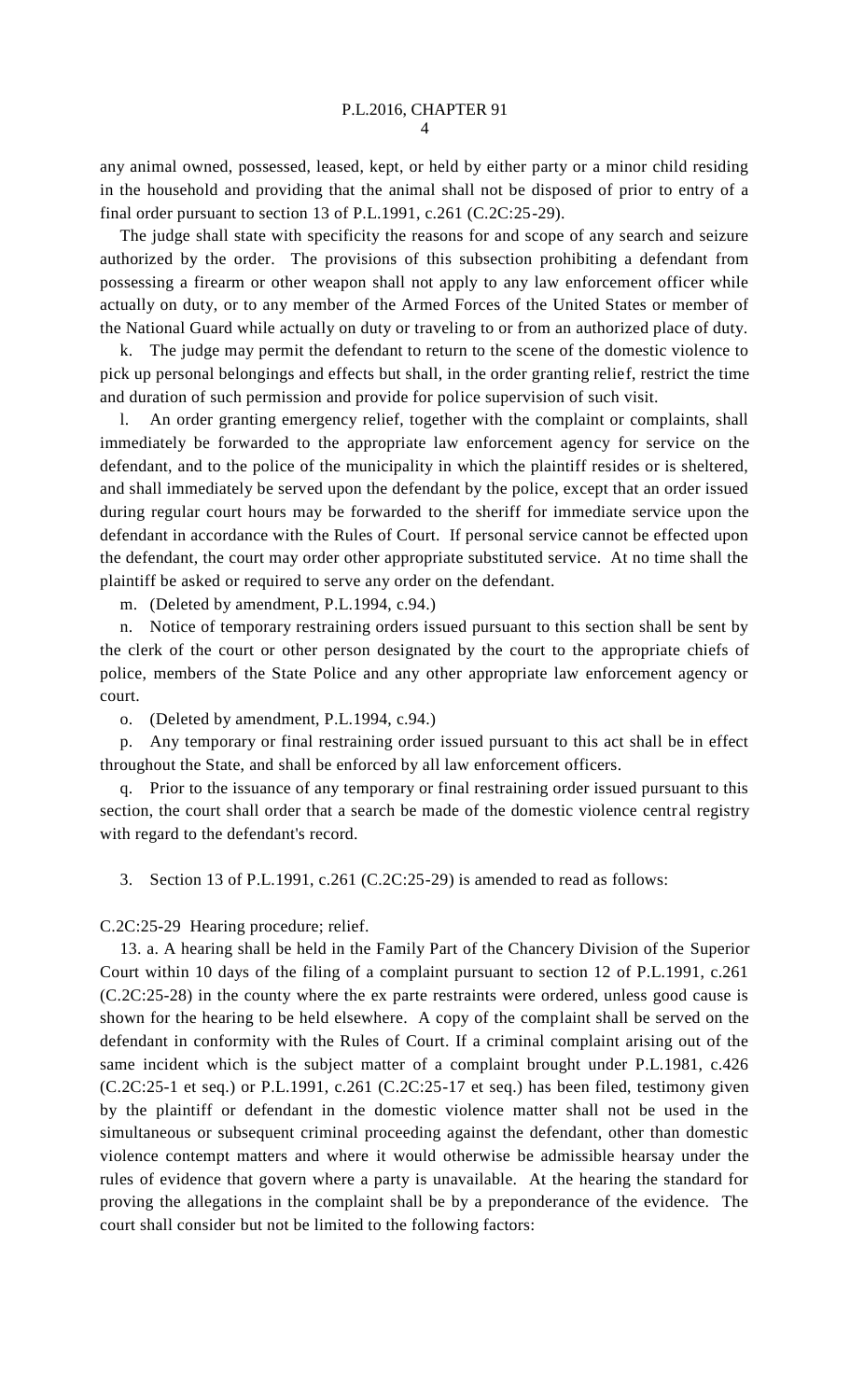any animal owned, possessed, leased, kept, or held by either party or a minor child residing in the household and providing that the animal shall not be disposed of prior to entry of a final order pursuant to section 13 of P.L.1991, c.261 (C.2C:25-29).

The judge shall state with specificity the reasons for and scope of any search and seizure authorized by the order. The provisions of this subsection prohibiting a defendant from possessing a firearm or other weapon shall not apply to any law enforcement officer while actually on duty, or to any member of the Armed Forces of the United States or member of the National Guard while actually on duty or traveling to or from an authorized place of duty.

k. The judge may permit the defendant to return to the scene of the domestic violence to pick up personal belongings and effects but shall, in the order granting relief, restrict the time and duration of such permission and provide for police supervision of such visit.

l. An order granting emergency relief, together with the complaint or complaints, shall immediately be forwarded to the appropriate law enforcement agency for service on the defendant, and to the police of the municipality in which the plaintiff resides or is sheltered, and shall immediately be served upon the defendant by the police, except that an order issued during regular court hours may be forwarded to the sheriff for immediate service upon the defendant in accordance with the Rules of Court. If personal service cannot be effected upon the defendant, the court may order other appropriate substituted service. At no time shall the plaintiff be asked or required to serve any order on the defendant.

m. (Deleted by amendment, P.L.1994, c.94.)

n. Notice of temporary restraining orders issued pursuant to this section shall be sent by the clerk of the court or other person designated by the court to the appropriate chiefs of police, members of the State Police and any other appropriate law enforcement agency or court.

o. (Deleted by amendment, P.L.1994, c.94.)

p. Any temporary or final restraining order issued pursuant to this act shall be in effect throughout the State, and shall be enforced by all law enforcement officers.

q. Prior to the issuance of any temporary or final restraining order issued pursuant to this section, the court shall order that a search be made of the domestic violence central registry with regard to the defendant's record.

3. Section 13 of P.L.1991, c.261 (C.2C:25-29) is amended to read as follows:

C.2C:25-29 Hearing procedure; relief.

13. a. A hearing shall be held in the Family Part of the Chancery Division of the Superior Court within 10 days of the filing of a complaint pursuant to section 12 of P.L.1991, c.261 (C.2C:25-28) in the county where the ex parte restraints were ordered, unless good cause is shown for the hearing to be held elsewhere. A copy of the complaint shall be served on the defendant in conformity with the Rules of Court. If a criminal complaint arising out of the same incident which is the subject matter of a complaint brought under P.L.1981, c.426 (C.2C:25-1 et seq.) or P.L.1991, c.261 (C.2C:25-17 et seq.) has been filed, testimony given by the plaintiff or defendant in the domestic violence matter shall not be used in the simultaneous or subsequent criminal proceeding against the defendant, other than domestic violence contempt matters and where it would otherwise be admissible hearsay under the rules of evidence that govern where a party is unavailable. At the hearing the standard for proving the allegations in the complaint shall be by a preponderance of the evidence. The court shall consider but not be limited to the following factors: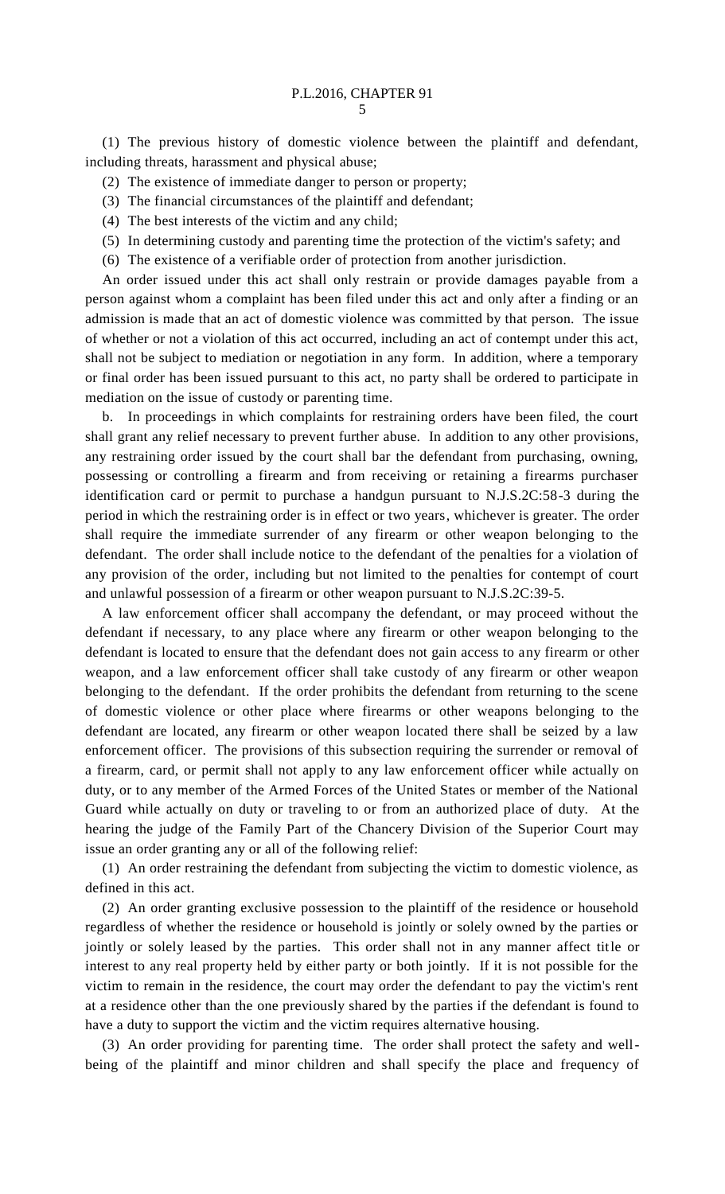(1) The previous history of domestic violence between the plaintiff and defendant, including threats, harassment and physical abuse;

(2) The existence of immediate danger to person or property;

(3) The financial circumstances of the plaintiff and defendant;

(4) The best interests of the victim and any child;

(5) In determining custody and parenting time the protection of the victim's safety; and

(6) The existence of a verifiable order of protection from another jurisdiction.

An order issued under this act shall only restrain or provide damages payable from a person against whom a complaint has been filed under this act and only after a finding or an admission is made that an act of domestic violence was committed by that person. The issue of whether or not a violation of this act occurred, including an act of contempt under this act, shall not be subject to mediation or negotiation in any form. In addition, where a temporary or final order has been issued pursuant to this act, no party shall be ordered to participate in mediation on the issue of custody or parenting time.

b. In proceedings in which complaints for restraining orders have been filed, the court shall grant any relief necessary to prevent further abuse. In addition to any other provisions, any restraining order issued by the court shall bar the defendant from purchasing, owning, possessing or controlling a firearm and from receiving or retaining a firearms purchaser identification card or permit to purchase a handgun pursuant to N.J.S.2C:58-3 during the period in which the restraining order is in effect or two years, whichever is greater. The order shall require the immediate surrender of any firearm or other weapon belonging to the defendant. The order shall include notice to the defendant of the penalties for a violation of any provision of the order, including but not limited to the penalties for contempt of court and unlawful possession of a firearm or other weapon pursuant to N.J.S.2C:39-5.

A law enforcement officer shall accompany the defendant, or may proceed without the defendant if necessary, to any place where any firearm or other weapon belonging to the defendant is located to ensure that the defendant does not gain access to any firearm or other weapon, and a law enforcement officer shall take custody of any firearm or other weapon belonging to the defendant. If the order prohibits the defendant from returning to the scene of domestic violence or other place where firearms or other weapons belonging to the defendant are located, any firearm or other weapon located there shall be seized by a law enforcement officer. The provisions of this subsection requiring the surrender or removal of a firearm, card, or permit shall not apply to any law enforcement officer while actually on duty, or to any member of the Armed Forces of the United States or member of the National Guard while actually on duty or traveling to or from an authorized place of duty. At the hearing the judge of the Family Part of the Chancery Division of the Superior Court may issue an order granting any or all of the following relief:

(1) An order restraining the defendant from subjecting the victim to domestic violence, as defined in this act.

(2) An order granting exclusive possession to the plaintiff of the residence or household regardless of whether the residence or household is jointly or solely owned by the parties or jointly or solely leased by the parties. This order shall not in any manner affect title or interest to any real property held by either party or both jointly. If it is not possible for the victim to remain in the residence, the court may order the defendant to pay the victim's rent at a residence other than the one previously shared by the parties if the defendant is found to have a duty to support the victim and the victim requires alternative housing.

(3) An order providing for parenting time. The order shall protect the safety and well-being of the plaintiff and minor children and shall specify the place and frequency of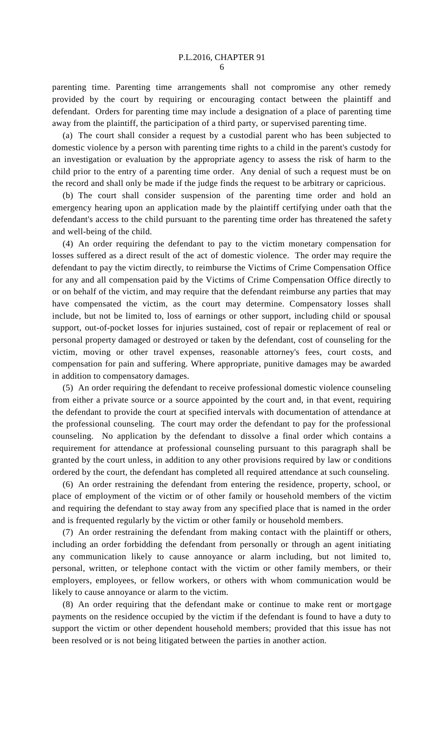parenting time. Parenting time arrangements shall not compromise any other remedy provided by the court by requiring or encouraging contact between the plaintiff and defendant. Orders for parenting time may include a designation of a place of parenting time away from the plaintiff, the participation of a third party, or supervised parenting time.

(a) The court shall consider a request by a custodial parent who has been subjected to domestic violence by a person with parenting time rights to a child in the parent's custody for an investigation or evaluation by the appropriate agency to assess the risk of harm to the child prior to the entry of a parenting time order. Any denial of such a request must be on the record and shall only be made if the judge finds the request to be arbitrary or capricious.

(b) The court shall consider suspension of the parenting time order and hold an emergency hearing upon an application made by the plaintiff certifying under oath that the defendant's access to the child pursuant to the parenting time order has threatened the safety and well-being of the child.

(4) An order requiring the defendant to pay to the victim monetary compensation for losses suffered as a direct result of the act of domestic violence. The order may require the defendant to pay the victim directly, to reimburse the Victims of Crime Compensation Office for any and all compensation paid by the Victims of Crime Compensation Office directly to or on behalf of the victim, and may require that the defendant reimburse any parties that may have compensated the victim, as the court may determine. Compensatory losses shall include, but not be limited to, loss of earnings or other support, including child or spousal support, out-of-pocket losses for injuries sustained, cost of repair or replacement of real or personal property damaged or destroyed or taken by the defendant, cost of counseling for the victim, moving or other travel expenses, reasonable attorney's fees, court costs, and compensation for pain and suffering. Where appropriate, punitive damages may be awarded in addition to compensatory damages.

(5) An order requiring the defendant to receive professional domestic violence counseling from either a private source or a source appointed by the court and, in that event, requiring the defendant to provide the court at specified intervals with documentation of attendance at the professional counseling. The court may order the defendant to pay for the professional counseling. No application by the defendant to dissolve a final order which contains a requirement for attendance at professional counseling pursuant to this paragraph shall be granted by the court unless, in addition to any other provisions required by law or conditions ordered by the court, the defendant has completed all required attendance at such counseling.

(6) An order restraining the defendant from entering the residence, property, school, or place of employment of the victim or of other family or household members of the victim and requiring the defendant to stay away from any specified place that is named in the order and is frequented regularly by the victim or other family or household members.

(7) An order restraining the defendant from making contact with the plaintiff or others, including an order forbidding the defendant from personally or through an agent initiating any communication likely to cause annoyance or alarm including, but not limited to, personal, written, or telephone contact with the victim or other family members, or their employers, employees, or fellow workers, or others with whom communication would be likely to cause annoyance or alarm to the victim.

(8) An order requiring that the defendant make or continue to make rent or mortgage payments on the residence occupied by the victim if the defendant is found to have a duty to support the victim or other dependent household members; provided that this issue has not been resolved or is not being litigated between the parties in another action.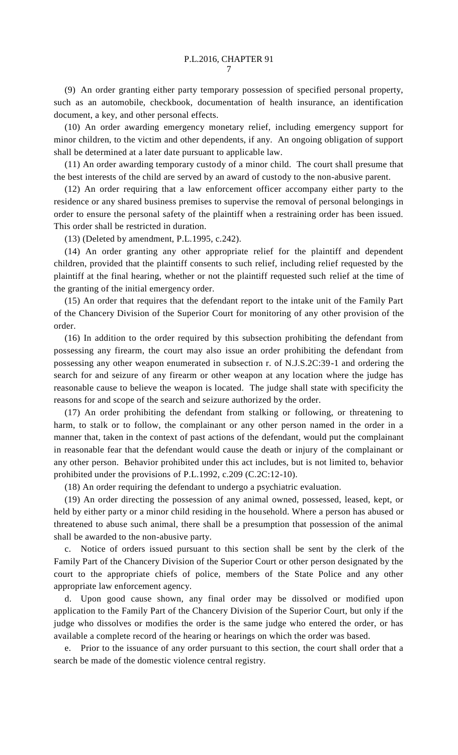(9) An order granting either party temporary possession of specified personal property, such as an automobile, checkbook, documentation of health insurance, an identification document, a key, and other personal effects.

(10) An order awarding emergency monetary relief, including emergency support for minor children, to the victim and other dependents, if any. An ongoing obligation of support shall be determined at a later date pursuant to applicable law.

(11) An order awarding temporary custody of a minor child. The court shall presume that the best interests of the child are served by an award of custody to the non-abusive parent.

(12) An order requiring that a law enforcement officer accompany either party to the residence or any shared business premises to supervise the removal of personal belongings in order to ensure the personal safety of the plaintiff when a restraining order has been issued. This order shall be restricted in duration.

(13) (Deleted by amendment, P.L.1995, c.242).

(14) An order granting any other appropriate relief for the plaintiff and dependent children, provided that the plaintiff consents to such relief, including relief requested by the plaintiff at the final hearing, whether or not the plaintiff requested such relief at the time of the granting of the initial emergency order.

(15) An order that requires that the defendant report to the intake unit of the Family Part of the Chancery Division of the Superior Court for monitoring of any other provision of the order.

(16) In addition to the order required by this subsection prohibiting the defendant from possessing any firearm, the court may also issue an order prohibiting the defendant from possessing any other weapon enumerated in subsection r. of N.J.S.2C:39-1 and ordering the search for and seizure of any firearm or other weapon at any location where the judge has reasonable cause to believe the weapon is located. The judge shall state with specificity the reasons for and scope of the search and seizure authorized by the order.

(17) An order prohibiting the defendant from stalking or following, or threatening to harm, to stalk or to follow, the complainant or any other person named in the order in a manner that, taken in the context of past actions of the defendant, would put the complainant in reasonable fear that the defendant would cause the death or injury of the complainant or any other person. Behavior prohibited under this act includes, but is not limited to, behavior prohibited under the provisions of P.L.1992, c.209 (C.2C:12-10).

(18) An order requiring the defendant to undergo a psychiatric evaluation.

(19) An order directing the possession of any animal owned, possessed, leased, kept, or held by either party or a minor child residing in the household. Where a person has abused or threatened to abuse such animal, there shall be a presumption that possession of the animal shall be awarded to the non-abusive party.

c. Notice of orders issued pursuant to this section shall be sent by the clerk of the Family Part of the Chancery Division of the Superior Court or other person designated by the court to the appropriate chiefs of police, members of the State Police and any other appropriate law enforcement agency.

d. Upon good cause shown, any final order may be dissolved or modified upon application to the Family Part of the Chancery Division of the Superior Court, but only if the judge who dissolves or modifies the order is the same judge who entered the order, or has available a complete record of the hearing or hearings on which the order was based.

e. Prior to the issuance of any order pursuant to this section, the court shall order that a search be made of the domestic violence central registry.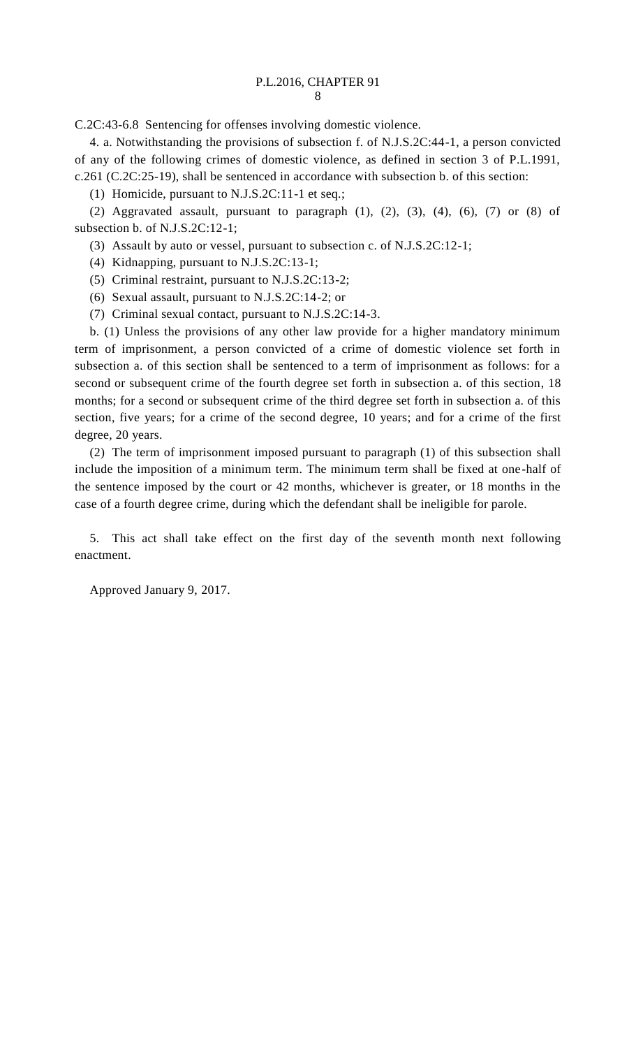C.2C:43-6.8 Sentencing for offenses involving domestic violence.

4. a. Notwithstanding the provisions of subsection f. of N.J.S.2C:44-1, a person convicted of any of the following crimes of domestic violence, as defined in section 3 of P.L.1991, c.261 (C.2C:25-19), shall be sentenced in accordance with subsection b. of this section:

(1) Homicide, pursuant to N.J.S.2C:11-1 et seq.;

(2) Aggravated assault, pursuant to paragraph (1), (2), (3), (4), (6), (7) or (8) of subsection b. of N.J.S.2C:12-1;

(3) Assault by auto or vessel, pursuant to subsection c. of N.J.S.2C:12-1;

(4) Kidnapping, pursuant to N.J.S.2C:13-1;

(5) Criminal restraint, pursuant to N.J.S.2C:13-2;

(6) Sexual assault, pursuant to N.J.S.2C:14-2; or

(7) Criminal sexual contact, pursuant to N.J.S.2C:14-3.

b. (1) Unless the provisions of any other law provide for a higher mandatory minimum term of imprisonment, a person convicted of a crime of domestic violence set forth in subsection a. of this section shall be sentenced to a term of imprisonment as follows: for a second or subsequent crime of the fourth degree set forth in subsection a. of this section, 18 months; for a second or subsequent crime of the third degree set forth in subsection a. of this section, five years; for a crime of the second degree, 10 years; and for a crime of the first degree, 20 years.

(2) The term of imprisonment imposed pursuant to paragraph (1) of this subsection shall include the imposition of a minimum term. The minimum term shall be fixed at one-half of the sentence imposed by the court or 42 months, whichever is greater, or 18 months in the case of a fourth degree crime, during which the defendant shall be ineligible for parole.

5. This act shall take effect on the first day of the seventh month next following enactment.

Approved January 9, 2017.